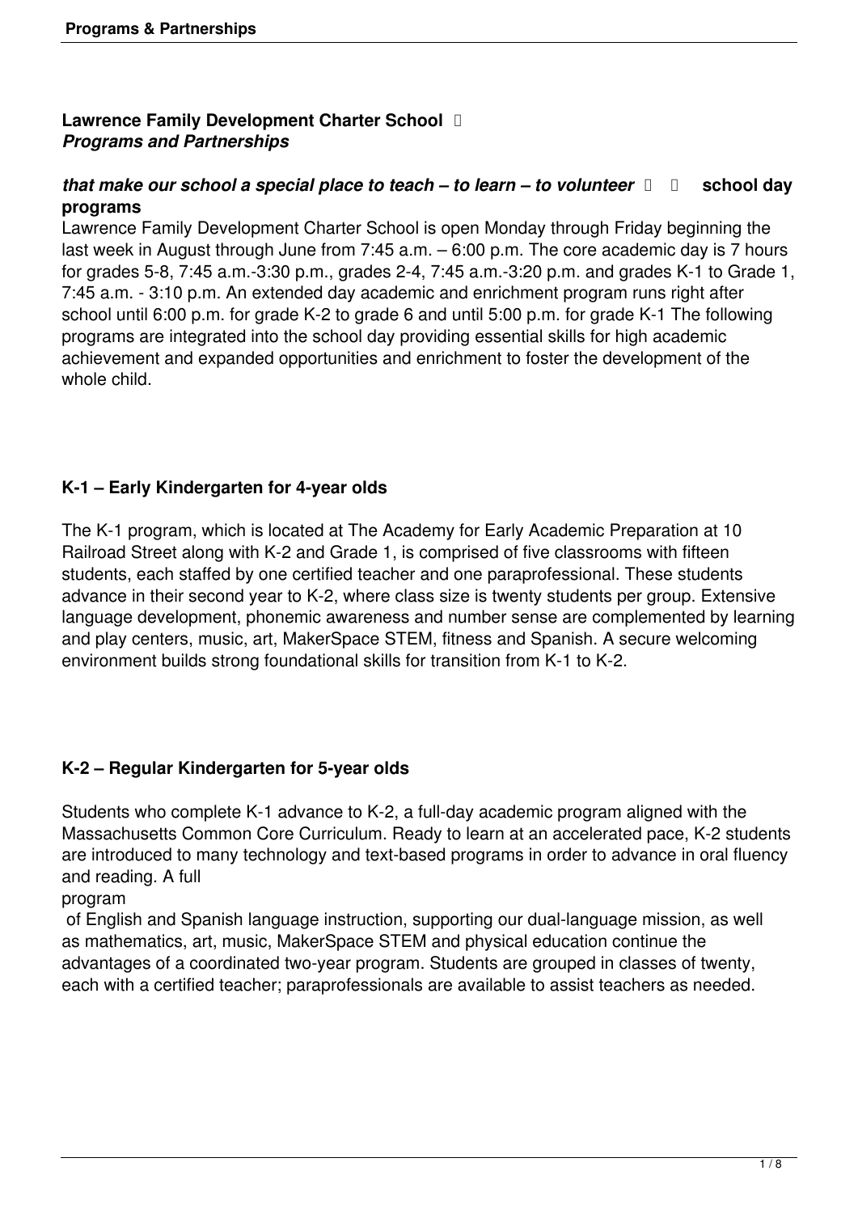## Lawrence Family Development Charter School
### *Programs and Partnerships*

### *that make our school a special place to teach – to learn – to volunteer* school day programs

Lawrence Family Development Charter School is open Monday through Friday beginning the last week in August through June from 7:45 a.m. – 6:00 p.m. The core academic day is 7 hours for grades 5-8, 7:45 a.m.-3:30 p.m., grades 2-4, 7:45 a.m.-3:20 p.m. and grades K-1 to Grade 1, 7:45 a.m. - 3:10 p.m. An extended day academic and enrichment program runs right after school until 6:00 p.m. for grade K-2 to grade 6 and until 5:00 p.m. for grade K-1 The following programs are integrated into the school day providing essential skills for high academic achievement and expanded opportunities and enrichment to foster the development of the whole child.

### K-1 – Early Kindergarten for 4-year olds

The K-1 program, which is located at The Academy for Early Academic Preparation at 10 Railroad Street along with K-2 and Grade 1, is comprised of five classrooms with fifteen students, each staffed by one certified teacher and one paraprofessional. These students advance in their second year to K-2, where class size is twenty students per group. Extensive language development, phonemic awareness and number sense are complemented by learning and play centers, music, art, MakerSpace STEM, fitness and Spanish. A secure welcoming environment builds strong foundational skills for transition from K-1 to K-2.

### K-2 – Regular Kindergarten for 5-year olds

Students who complete K-1 advance to K-2, a full-day academic program aligned with the Massachusetts Common Core Curriculum. Ready to learn at an accelerated pace, K-2 students are introduced to many technology and text-based programs in order to advance in oral fluency and reading. A full program of English and Spanish language instruction, supporting our dual-language mission, as well as mathematics, art, music, MakerSpace STEM and physical education continue the advantages of a coordinated two-year program. Students are grouped in classes of twenty, each with a certified teacher; paraprofessionals are available to assist teachers as needed.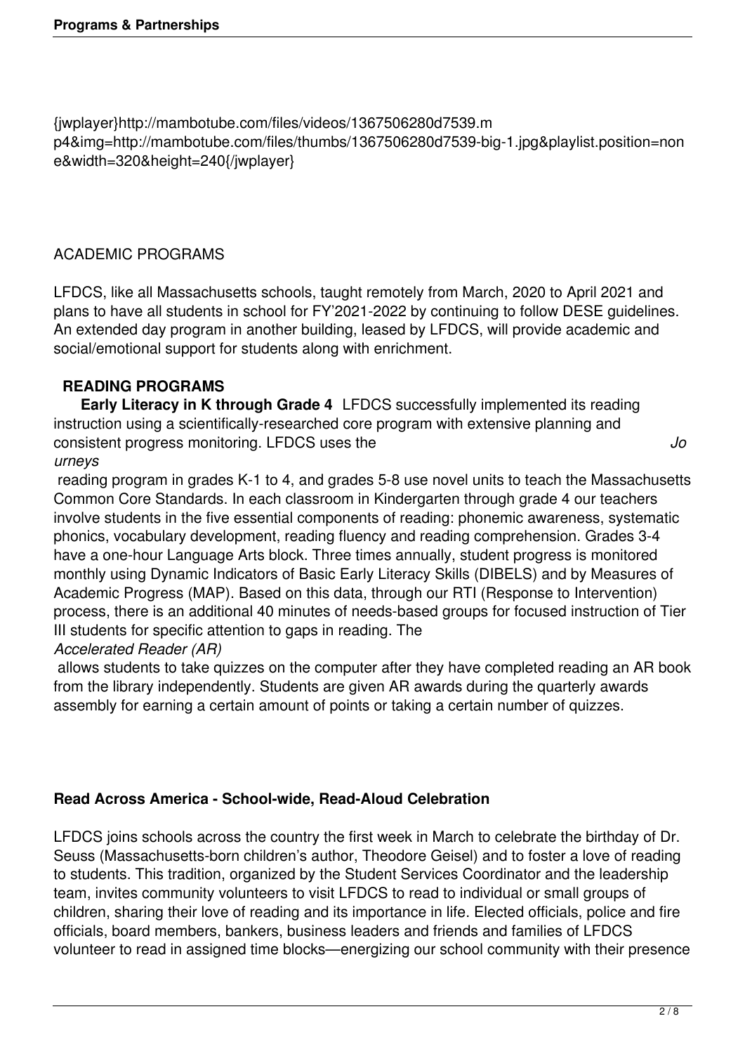{jwplayer}http://mambotube.com/files/videos/1367506280d7539.mp4&img=http://mambotube.com/files/thumbs/1367506280d7539-big-1.jpg&playlist.position=none&width=320&height=240{/jwplayer}

ACADEMIC PROGRAMS

LFDCS, like all Massachusetts schools, taught remotely from March, 2020 to April 2021 and plans to have all students in school for FY'2021-2022 by continuing to follow DESE guidelines. An extended day program in another building, leased by LFDCS, will provide academic and social/emotional support for students along with enrichment.

**READING PROGRAMS**

**Early Literacy in K through Grade 4** LFDCS successfully implemented its reading instruction using a scientifically-researched core program with extensive planning and consistent progress monitoring. LFDCS uses the *Journeys* reading program in grades K-1 to 4, and grades 5-8 use novel units to teach the Massachusetts Common Core Standards. In each classroom in Kindergarten through grade 4 our teachers involve students in the five essential components of reading: phonemic awareness, systematic phonics, vocabulary development, reading fluency and reading comprehension. Grades 3-4 have a one-hour Language Arts block. Three times annually, student progress is monitored monthly using Dynamic Indicators of Basic Early Literacy Skills (DIBELS) and by Measures of Academic Progress (MAP). Based on this data, through our RTI (Response to Intervention) process, there is an additional 40 minutes of needs-based groups for focused instruction of Tier III students for specific attention to gaps in reading. The *Accelerated Reader (AR)* allows students to take quizzes on the computer after they have completed reading an AR book from the library independently. Students are given AR awards during the quarterly awards assembly for earning a certain amount of points or taking a certain number of quizzes.

**Read Across America - School-wide, Read-Aloud Celebration**

LFDCS joins schools across the country the first week in March to celebrate the birthday of Dr. Seuss (Massachusetts-born children's author, Theodore Geisel) and to foster a love of reading to students. This tradition, organized by the Student Services Coordinator and the leadership team, invites community volunteers to visit LFDCS to read to individual or small groups of children, sharing their love of reading and its importance in life. Elected officials, police and fire officials, board members, bankers, business leaders and friends and families of LFDCS volunteer to read in assigned time blocks—energizing our school community with their presence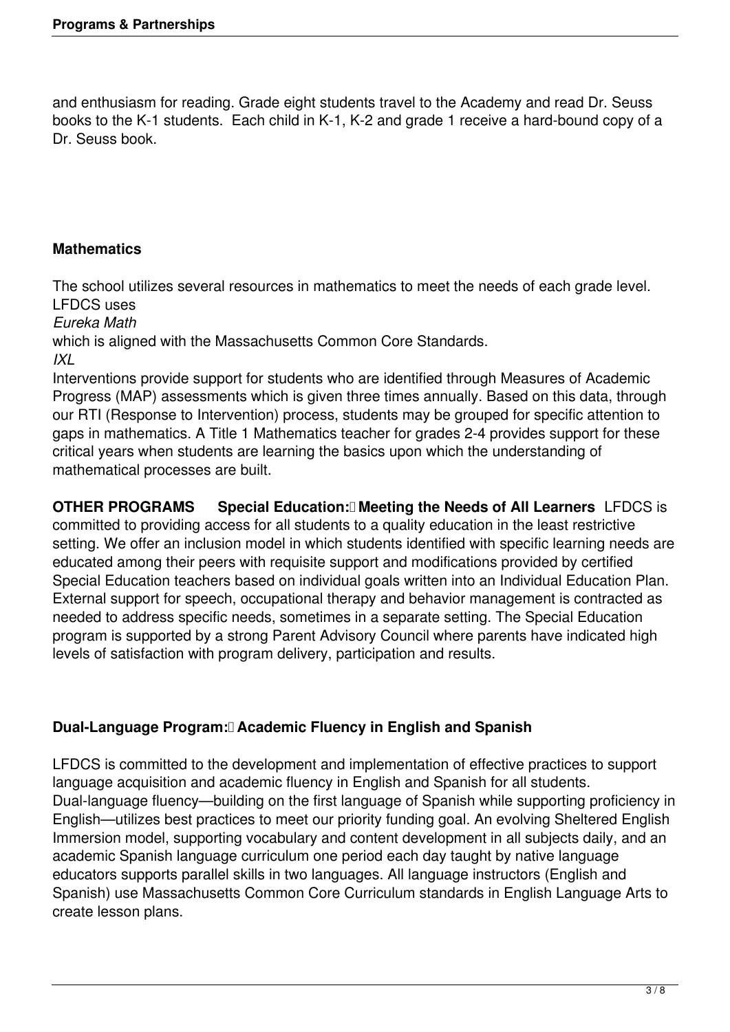and enthusiasm for reading. Grade eight students travel to the Academy and read Dr. Seuss books to the K-1 students. Each child in K-1, K-2 and grade 1 receive a hard-bound copy of a Dr. Seuss book.

### Mathematics

The school utilizes several resources in mathematics to meet the needs of each grade level. LFDCS uses

*Eureka Math*

which is aligned with the Massachusetts Common Core Standards.

*IXL*

Interventions provide support for students who are identified through Measures of Academic Progress (MAP) assessments which is given three times annually. Based on this data, through our RTI (Response to Intervention) process, students may be grouped for specific attention to gaps in mathematics. A Title 1 Mathematics teacher for grades 2-4 provides support for these critical years when students are learning the basics upon which the understanding of mathematical processes are built.

**OTHER PROGRAMS Special Education: Meeting the Needs of All Learners** LFDCS is committed to providing access for all students to a quality education in the least restrictive setting. We offer an inclusion model in which students identified with specific learning needs are educated among their peers with requisite support and modifications provided by certified Special Education teachers based on individual goals written into an Individual Education Plan. External support for speech, occupational therapy and behavior management is contracted as needed to address specific needs, sometimes in a separate setting. The Special Education program is supported by a strong Parent Advisory Council where parents have indicated high levels of satisfaction with program delivery, participation and results.

### Dual-Language Program: Academic Fluency in English and Spanish

LFDCS is committed to the development and implementation of effective practices to support language acquisition and academic fluency in English and Spanish for all students. Dual-language fluency—building on the first language of Spanish while supporting proficiency in English—utilizes best practices to meet our priority funding goal. An evolving Sheltered English Immersion model, supporting vocabulary and content development in all subjects daily, and an academic Spanish language curriculum one period each day taught by native language educators supports parallel skills in two languages. All language instructors (English and Spanish) use Massachusetts Common Core Curriculum standards in English Language Arts to create lesson plans.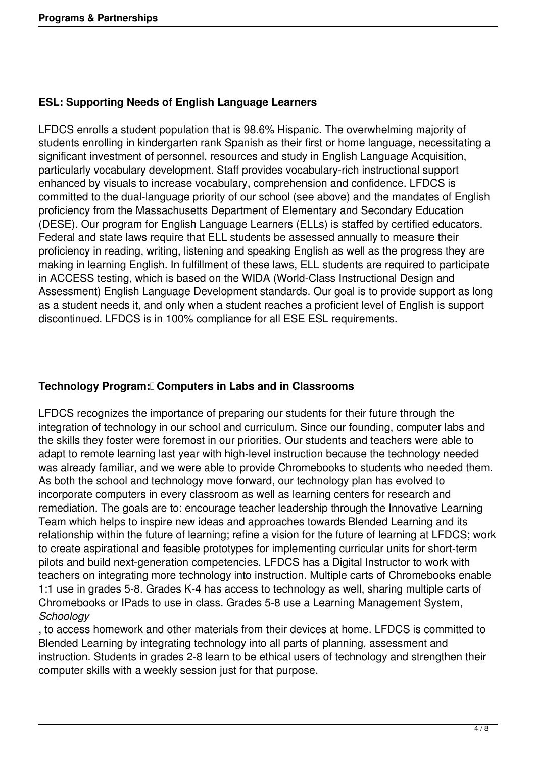## ESL: Supporting Needs of English Language Learners

LFDCS enrolls a student population that is 98.6% Hispanic. The overwhelming majority of students enrolling in kindergarten rank Spanish as their first or home language, necessitating a significant investment of personnel, resources and study in English Language Acquisition, particularly vocabulary development. Staff provides vocabulary-rich instructional support enhanced by visuals to increase vocabulary, comprehension and confidence. LFDCS is committed to the dual-language priority of our school (see above) and the mandates of English proficiency from the Massachusetts Department of Elementary and Secondary Education (DESE). Our program for English Language Learners (ELLs) is staffed by certified educators. Federal and state laws require that ELL students be assessed annually to measure their proficiency in reading, writing, listening and speaking English as well as the progress they are making in learning English. In fulfillment of these laws, ELL students are required to participate in ACCESS testing, which is based on the WIDA (World-Class Instructional Design and Assessment) English Language Development standards. Our goal is to provide support as long as a student needs it, and only when a student reaches a proficient level of English is support discontinued. LFDCS is in 100% compliance for all ESE ESL requirements.

## Technology Program: Computers in Labs and in Classrooms

LFDCS recognizes the importance of preparing our students for their future through the integration of technology in our school and curriculum. Since our founding, computer labs and the skills they foster were foremost in our priorities. Our students and teachers were able to adapt to remote learning last year with high-level instruction because the technology needed was already familiar, and we were able to provide Chromebooks to students who needed them. As both the school and technology move forward, our technology plan has evolved to incorporate computers in every classroom as well as learning centers for research and remediation. The goals are to: encourage teacher leadership through the Innovative Learning Team which helps to inspire new ideas and approaches towards Blended Learning and its relationship within the future of learning; refine a vision for the future of learning at LFDCS; work to create aspirational and feasible prototypes for implementing curricular units for short-term pilots and build next-generation competencies. LFDCS has a Digital Instructor to work with teachers on integrating more technology into instruction. Multiple carts of Chromebooks enable 1:1 use in grades 5-8. Grades K-4 has access to technology as well, sharing multiple carts of Chromebooks or IPads to use in class. Grades 5-8 use a Learning Management System, *Schoology*, to access homework and other materials from their devices at home. LFDCS is committed to Blended Learning by integrating technology into all parts of planning, assessment and instruction. Students in grades 2-8 learn to be ethical users of technology and strengthen their computer skills with a weekly session just for that purpose.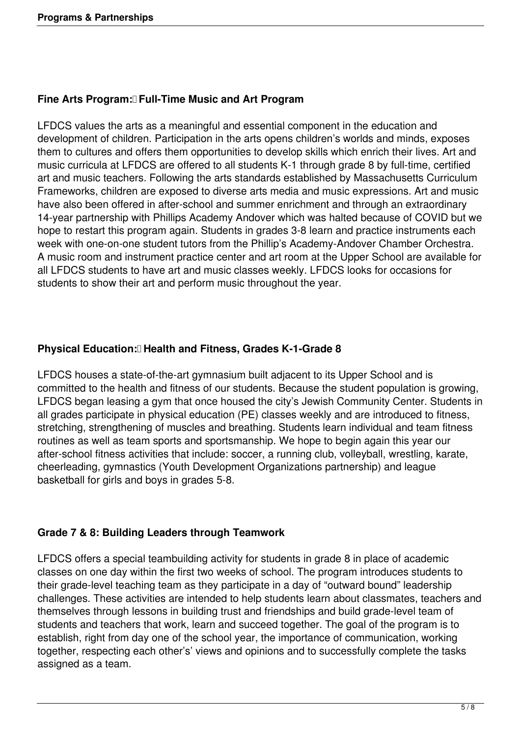### Fine Arts Program: Full-Time Music and Art Program

LFDCS values the arts as a meaningful and essential component in the education and development of children. Participation in the arts opens children's worlds and minds, exposes them to cultures and offers them opportunities to develop skills which enrich their lives. Art and music curricula at LFDCS are offered to all students K-1 through grade 8 by full-time, certified art and music teachers. Following the arts standards established by Massachusetts Curriculum Frameworks, children are exposed to diverse arts media and music expressions. Art and music have also been offered in after-school and summer enrichment and through an extraordinary 14-year partnership with Phillips Academy Andover which was halted because of COVID but we hope to restart this program again. Students in grades 3-8 learn and practice instruments each week with one-on-one student tutors from the Phillip's Academy-Andover Chamber Orchestra. A music room and instrument practice center and art room at the Upper School are available for all LFDCS students to have art and music classes weekly. LFDCS looks for occasions for students to show their art and perform music throughout the year.

### Physical Education: Health and Fitness, Grades K-1-Grade 8

LFDCS houses a state-of-the-art gymnasium built adjacent to its Upper School and is committed to the health and fitness of our students. Because the student population is growing, LFDCS began leasing a gym that once housed the city's Jewish Community Center. Students in all grades participate in physical education (PE) classes weekly and are introduced to fitness, stretching, strengthening of muscles and breathing. Students learn individual and team fitness routines as well as team sports and sportsmanship. We hope to begin again this year our after-school fitness activities that include: soccer, a running club, volleyball, wrestling, karate, cheerleading, gymnastics (Youth Development Organizations partnership) and league basketball for girls and boys in grades 5-8.

### Grade 7 & 8: Building Leaders through Teamwork

LFDCS offers a special teambuilding activity for students in grade 8 in place of academic classes on one day within the first two weeks of school. The program introduces students to their grade-level teaching team as they participate in a day of "outward bound" leadership challenges. These activities are intended to help students learn about classmates, teachers and themselves through lessons in building trust and friendships and build grade-level team of students and teachers that work, learn and succeed together. The goal of the program is to establish, right from day one of the school year, the importance of communication, working together, respecting each other's' views and opinions and to successfully complete the tasks assigned as a team.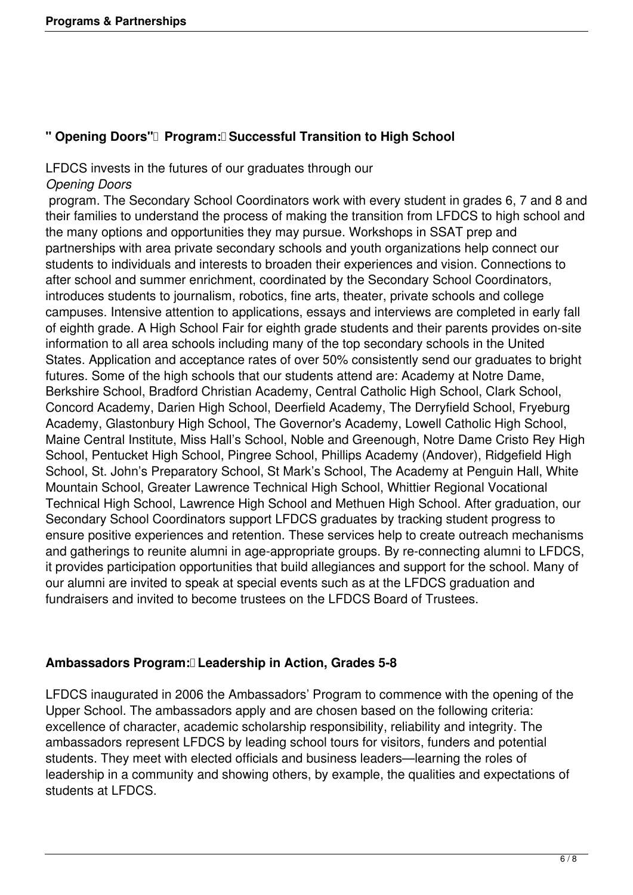## " Opening Doors" Program: Successful Transition to High School

LFDCS invests in the futures of our graduates through our *Opening Doors* program. The Secondary School Coordinators work with every student in grades 6, 7 and 8 and their families to understand the process of making the transition from LFDCS to high school and the many options and opportunities they may pursue. Workshops in SSAT prep and partnerships with area private secondary schools and youth organizations help connect our students to individuals and interests to broaden their experiences and vision. Connections to after school and summer enrichment, coordinated by the Secondary School Coordinators, introduces students to journalism, robotics, fine arts, theater, private schools and college campuses. Intensive attention to applications, essays and interviews are completed in early fall of eighth grade. A High School Fair for eighth grade students and their parents provides on-site information to all area schools including many of the top secondary schools in the United States. Application and acceptance rates of over 50% consistently send our graduates to bright futures. Some of the high schools that our students attend are: Academy at Notre Dame, Berkshire School, Bradford Christian Academy, Central Catholic High School, Clark School, Concord Academy, Darien High School, Deerfield Academy, The Derryfield School, Fryeburg Academy, Glastonbury High School, The Governor's Academy, Lowell Catholic High School, Maine Central Institute, Miss Hall's School, Noble and Greenough, Notre Dame Cristo Rey High School, Pentucket High School, Pingree School, Phillips Academy (Andover), Ridgefield High School, St. John's Preparatory School, St Mark's School, The Academy at Penguin Hall, White Mountain School, Greater Lawrence Technical High School, Whittier Regional Vocational Technical High School, Lawrence High School and Methuen High School. After graduation, our Secondary School Coordinators support LFDCS graduates by tracking student progress to ensure positive experiences and retention. These services help to create outreach mechanisms and gatherings to reunite alumni in age-appropriate groups. By re-connecting alumni to LFDCS, it provides participation opportunities that build allegiances and support for the school. Many of our alumni are invited to speak at special events such as at the LFDCS graduation and fundraisers and invited to become trustees on the LFDCS Board of Trustees.

## Ambassadors Program: Leadership in Action, Grades 5-8

LFDCS inaugurated in 2006 the Ambassadors' Program to commence with the opening of the Upper School. The ambassadors apply and are chosen based on the following criteria: excellence of character, academic scholarship responsibility, reliability and integrity. The ambassadors represent LFDCS by leading school tours for visitors, funders and potential students. They meet with elected officials and business leaders—learning the roles of leadership in a community and showing others, by example, the qualities and expectations of students at LFDCS.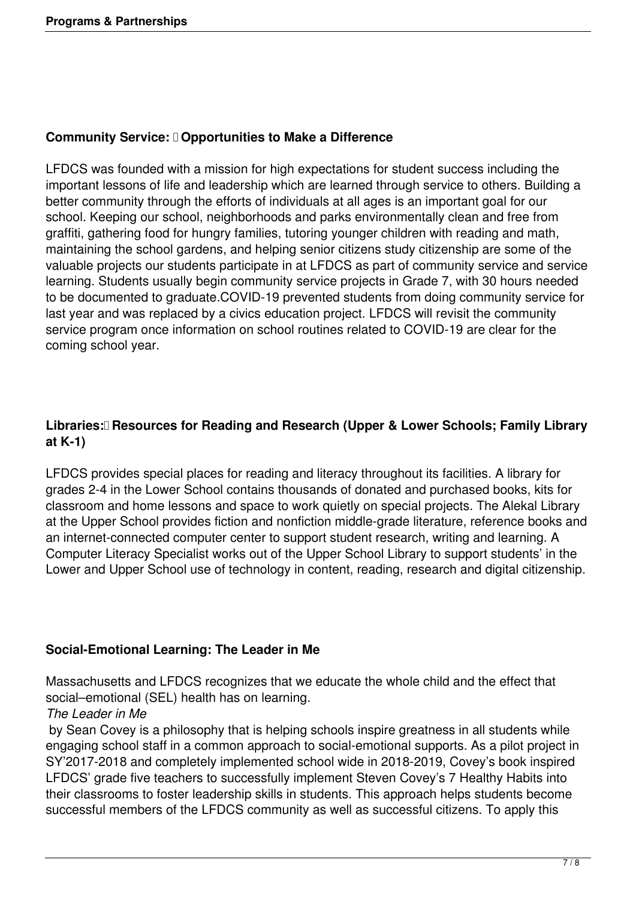**Community Service:  Opportunities to Make a Difference**

LFDCS was founded with a mission for high expectations for student success including the important lessons of life and leadership which are learned through service to others. Building a better community through the efforts of individuals at all ages is an important goal for our school. Keeping our school, neighborhoods and parks environmentally clean and free from graffiti, gathering food for hungry families, tutoring younger children with reading and math, maintaining the school gardens, and helping senior citizens study citizenship are some of the valuable projects our students participate in at LFDCS as part of community service and service learning. Students usually begin community service projects in Grade 7, with 30 hours needed to be documented to graduate.COVID-19 prevented students from doing community service for last year and was replaced by a civics education project. LFDCS will revisit the community service program once information on school routines related to COVID-19 are clear for the coming school year.

**Libraries: Resources for Reading and Research (Upper & Lower Schools; Family Library at K-1)**

LFDCS provides special places for reading and literacy throughout its facilities. A library for grades 2-4 in the Lower School contains thousands of donated and purchased books, kits for classroom and home lessons and space to work quietly on special projects. The Alekal Library at the Upper School provides fiction and nonfiction middle-grade literature, reference books and an internet-connected computer center to support student research, writing and learning. A Computer Literacy Specialist works out of the Upper School Library to support students' in the Lower and Upper School use of technology in content, reading, research and digital citizenship.

**Social-Emotional Learning: The Leader in Me**

Massachusetts and LFDCS recognizes that we educate the whole child and the effect that social–emotional (SEL) health has on learning.

*The Leader in Me*

by Sean Covey is a philosophy that is helping schools inspire greatness in all students while engaging school staff in a common approach to social-emotional supports. As a pilot project in SY'2017-2018 and completely implemented school wide in 2018-2019, Covey's book inspired LFDCS' grade five teachers to successfully implement Steven Covey's 7 Healthy Habits into their classrooms to foster leadership skills in students. This approach helps students become successful members of the LFDCS community as well as successful citizens. To apply this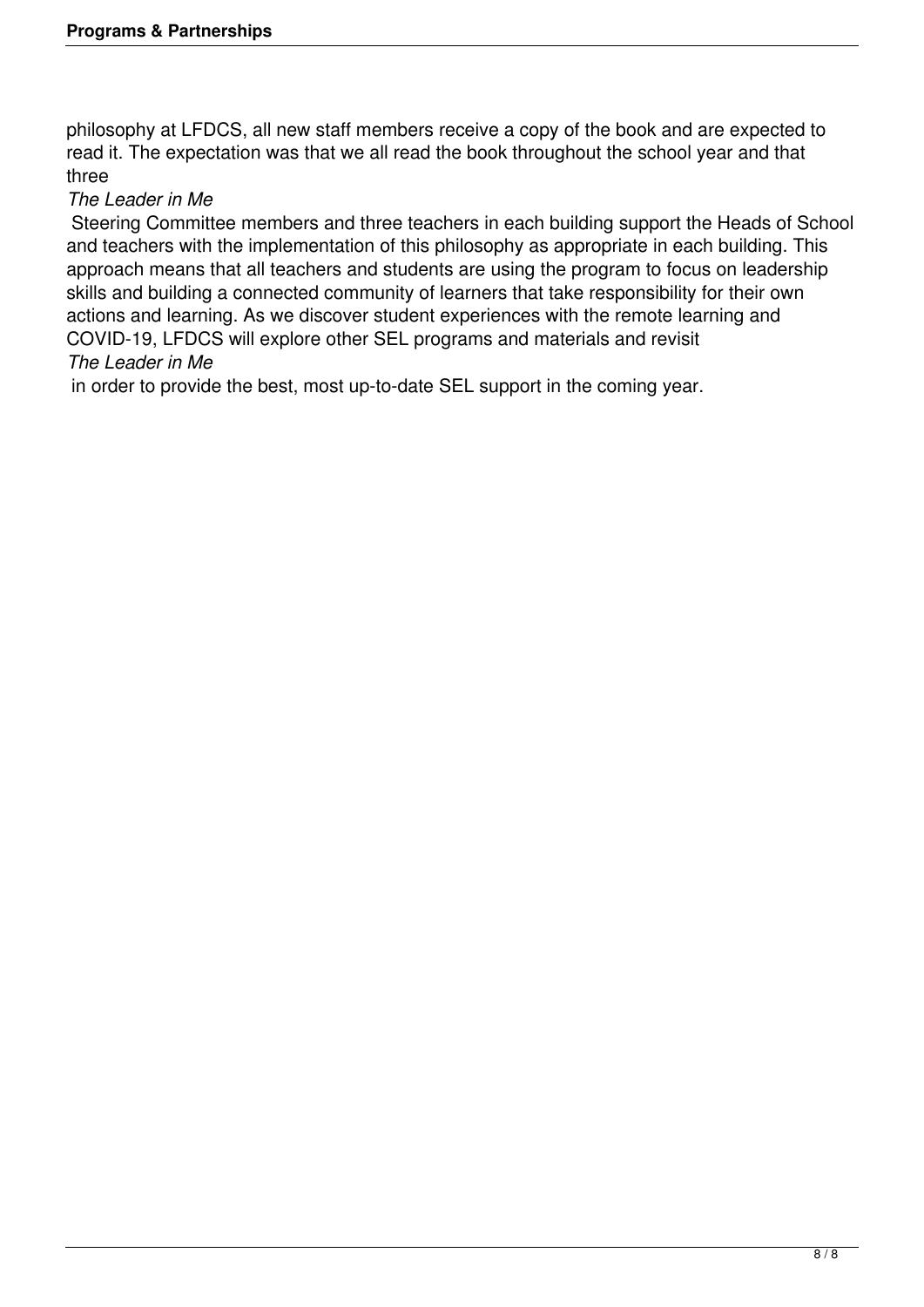philosophy at LFDCS, all new staff members receive a copy of the book and are expected to read it. The expectation was that we all read the book throughout the school year and that three *The Leader in Me* Steering Committee members and three teachers in each building support the Heads of School and teachers with the implementation of this philosophy as appropriate in each building. This approach means that all teachers and students are using the program to focus on leadership skills and building a connected community of learners that take responsibility for their own actions and learning. As we discover student experiences with the remote learning and COVID-19, LFDCS will explore other SEL programs and materials and revisit *The Leader in Me* in order to provide the best, most up-to-date SEL support in the coming year.